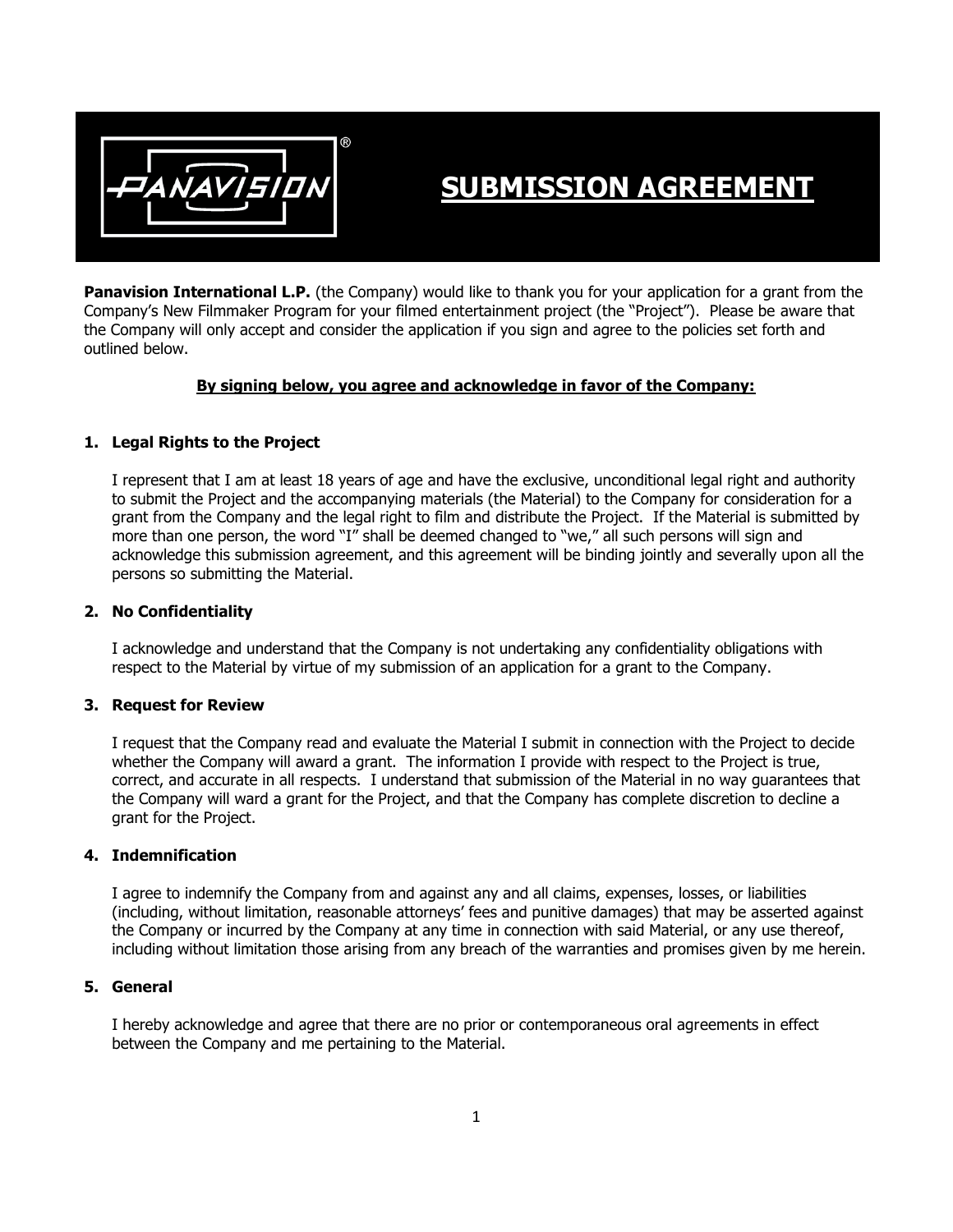# SUBMISSION AGREEMENT

**Panavision International L.P.** (the Company) would like to thank you for your application for a grant from the Company's New Filmmaker Program for your filmed entertainment project (the "Project"). Please be aware that the Company will only accept and consider the application if you sign and agree to the policies set forth and outlined below.

**By signing below, you agree and acknowledge in favor of the Company:**

1. **Legal Rights to the Project**

   I represent that I am at least 18 years of age and have the exclusive, unconditional legal right and authority to submit the Project and the accompanying materials (the Material) to the Company for consideration for a grant from the Company and the legal right to film and distribute the Project. If the Material is submitted by more than one person, the word "I" shall be deemed changed to "we," all such persons will sign and acknowledge this submission agreement, and this agreement will be binding jointly and severally upon all the persons so submitting the Material.

2. **No Confidentiality**

   I acknowledge and understand that the Company is not undertaking any confidentiality obligations with respect to the Material by virtue of my submission of an application for a grant to the Company.

3. **Request for Review**

   I request that the Company read and evaluate the Material I submit in connection with the Project to decide whether the Company will award a grant. The information I provide with respect to the Project is true, correct, and accurate in all respects. I understand that submission of the Material in no way guarantees that the Company will ward a grant for the Project, and that the Company has complete discretion to decline a grant for the Project.

4. **Indemnification**

   I agree to indemnify the Company from and against any and all claims, expenses, losses, or liabilities (including, without limitation, reasonable attorneys' fees and punitive damages) that may be asserted against the Company or incurred by the Company at any time in connection with said Material, or any use thereof, including without limitation those arising from any breach of the warranties and promises given by me herein.

5. **General**

   I hereby acknowledge and agree that there are no prior or contemporaneous oral agreements in effect between the Company and me pertaining to the Material.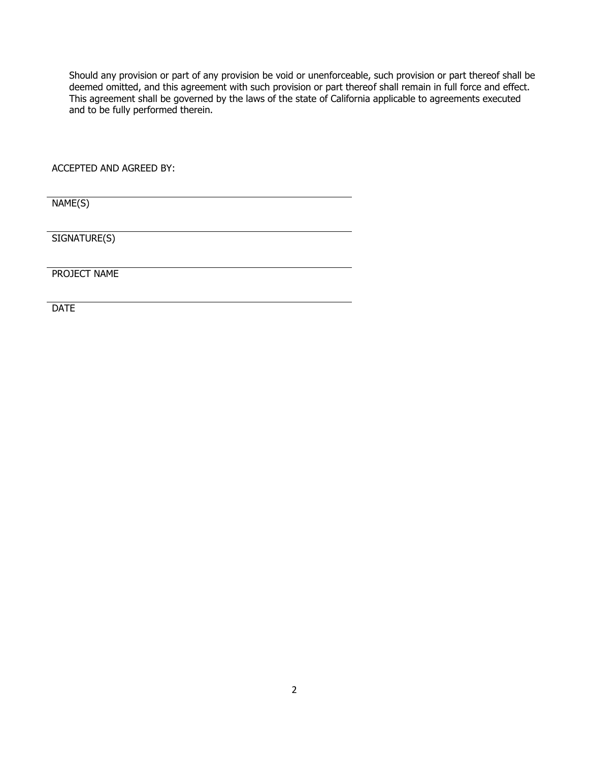Should any provision or part of any provision be void or unenforceable, such provision or part thereof shall be deemed omitted, and this agreement with such provision or part thereof shall remain in full force and effect. This agreement shall be governed by the laws of the state of California applicable to agreements executed and to be fully performed therein.

ACCEPTED AND AGREED BY:

\_\_\_\_\_\_\_\_\_\_\_\_\_\_\_\_\_\_\_\_\_\_\_\_\_\_\_\_\_\_\_\_\_\_\_\_\_\_\_\_

NAME(S)

\_\_\_\_\_\_\_\_\_\_\_\_\_\_\_\_\_\_\_\_\_\_\_\_\_\_\_\_\_\_\_\_\_\_\_\_\_\_\_\_

SIGNATURE(S)

\_\_\_\_\_\_\_\_\_\_\_\_\_\_\_\_\_\_\_\_\_\_\_\_\_\_\_\_\_\_\_\_\_\_\_\_\_\_\_\_

PROJECT NAME

\_\_\_\_\_\_\_\_\_\_\_\_\_\_\_\_\_\_\_\_\_\_\_\_\_\_\_\_\_\_\_\_\_\_\_\_\_\_\_\_

DATE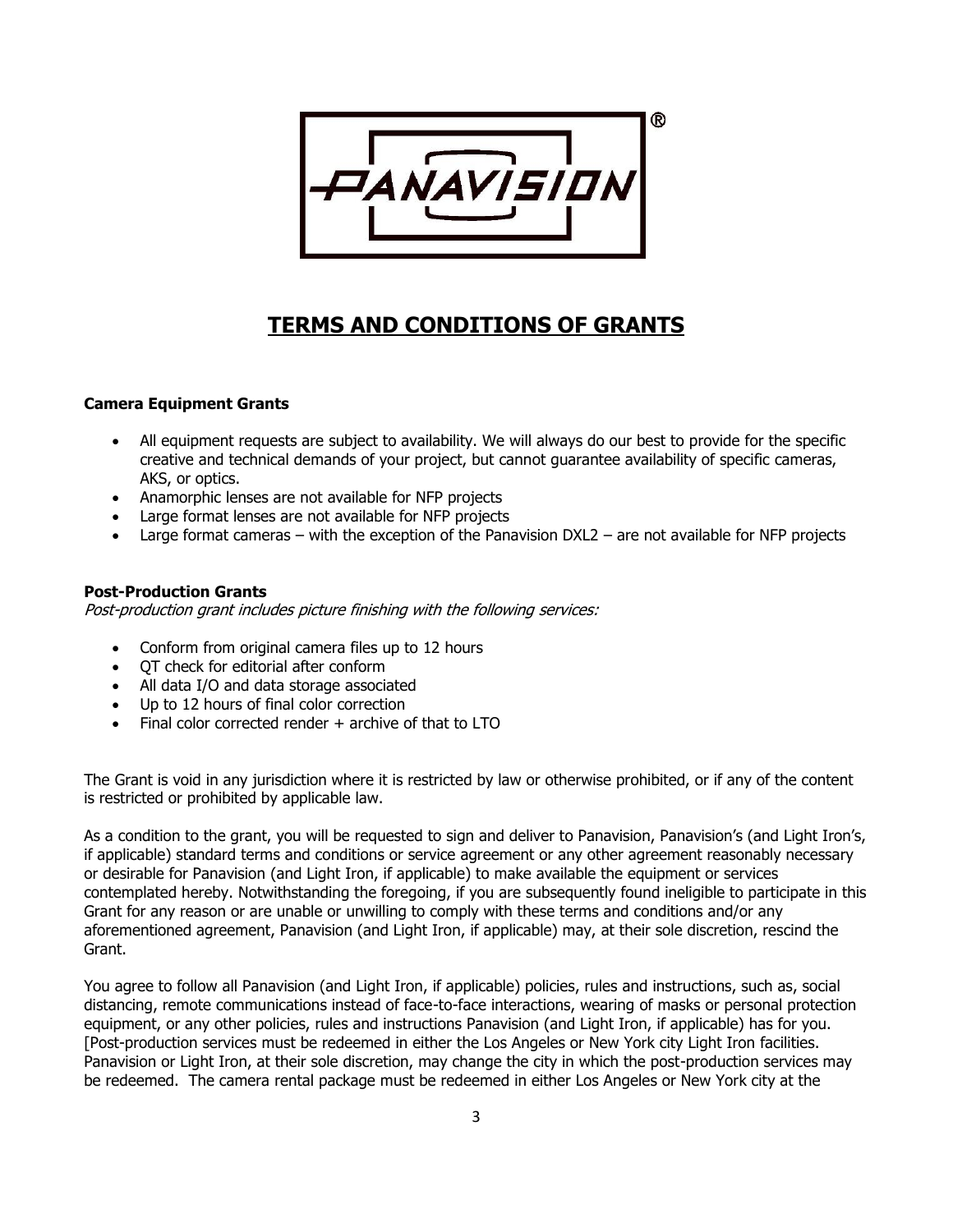# TERMS AND CONDITIONS OF GRANTS

**Camera Equipment Grants**

- All equipment requests are subject to availability. We will always do our best to provide for the specific creative and technical demands of your project, but cannot guarantee availability of specific cameras, AKS, or optics.
- Anamorphic lenses are not available for NFP projects
- Large format lenses are not available for NFP projects
- Large format cameras – with the exception of the Panavision DXL2 – are not available for NFP projects

**Post-Production Grants**

*Post-production grant includes picture finishing with the following services:*

- Conform from original camera files up to 12 hours
- QT check for editorial after conform
- All data I/O and data storage associated
- Up to 12 hours of final color correction
- Final color corrected render + archive of that to LTO

The Grant is void in any jurisdiction where it is restricted by law or otherwise prohibited, or if any of the content is restricted or prohibited by applicable law.

As a condition to the grant, you will be requested to sign and deliver to Panavision, Panavision's (and Light Iron's, if applicable) standard terms and conditions or service agreement or any other agreement reasonably necessary or desirable for Panavision (and Light Iron, if applicable) to make available the equipment or services contemplated hereby. Notwithstanding the foregoing, if you are subsequently found ineligible to participate in this Grant for any reason or are unable or unwilling to comply with these terms and conditions and/or any aforementioned agreement, Panavision (and Light Iron, if applicable) may, at their sole discretion, rescind the Grant.

You agree to follow all Panavision (and Light Iron, if applicable) policies, rules and instructions, such as, social distancing, remote communications instead of face-to-face interactions, wearing of masks or personal protection equipment, or any other policies, rules and instructions Panavision (and Light Iron, if applicable) has for you. [Post-production services must be redeemed in either the Los Angeles or New York city Light Iron facilities. Panavision or Light Iron, at their sole discretion, may change the city in which the post-production services may be redeemed. The camera rental package must be redeemed in either Los Angeles or New York city at the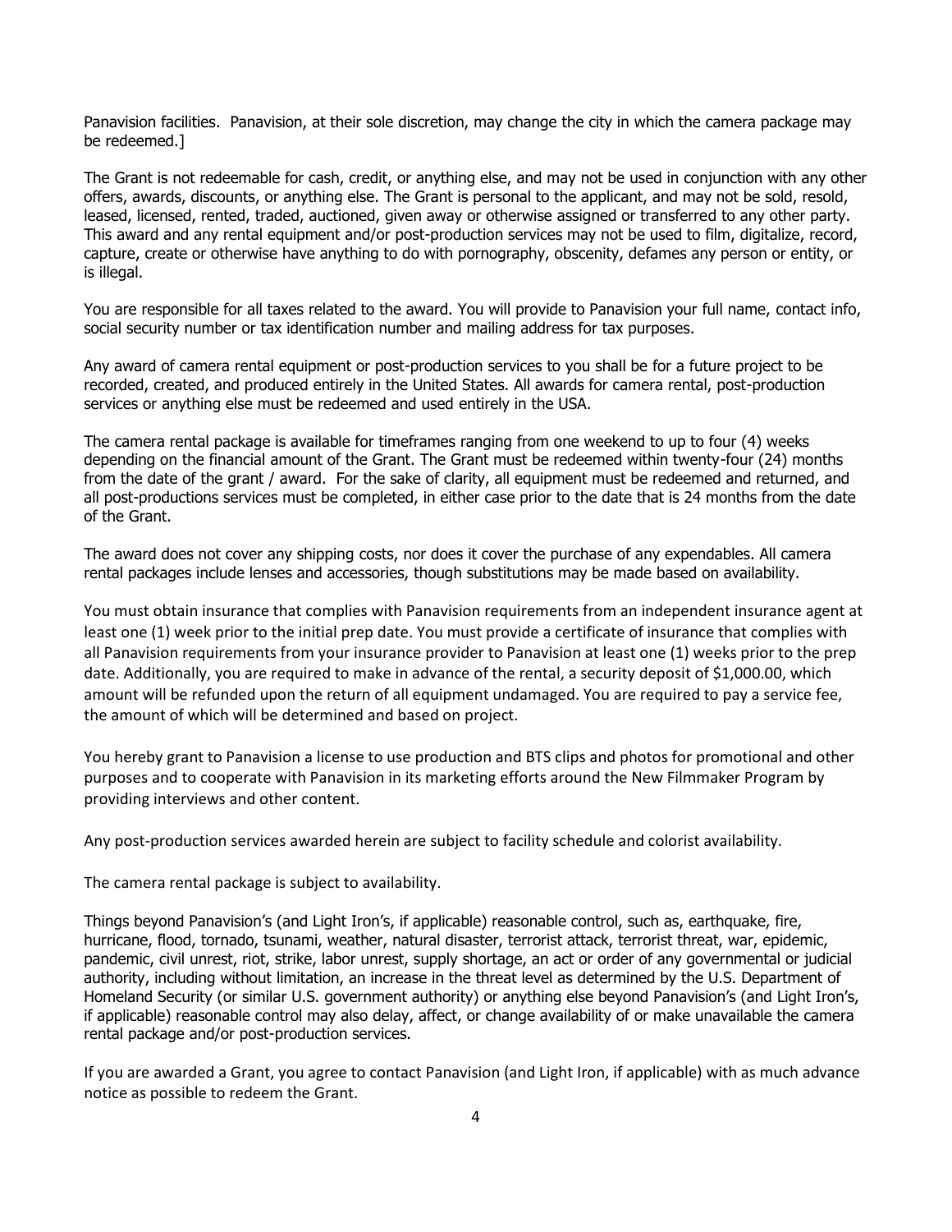Panavision facilities. Panavision, at their sole discretion, may change the city in which the camera package may be redeemed.]

The Grant is not redeemable for cash, credit, or anything else, and may not be used in conjunction with any other offers, awards, discounts, or anything else. The Grant is personal to the applicant, and may not be sold, resold, leased, licensed, rented, traded, auctioned, given away or otherwise assigned or transferred to any other party. This award and any rental equipment and/or post-production services may not be used to film, digitalize, record, capture, create or otherwise have anything to do with pornography, obscenity, defames any person or entity, or is illegal.

You are responsible for all taxes related to the award. You will provide to Panavision your full name, contact info, social security number or tax identification number and mailing address for tax purposes.

Any award of camera rental equipment or post-production services to you shall be for a future project to be recorded, created, and produced entirely in the United States. All awards for camera rental, post-production services or anything else must be redeemed and used entirely in the USA.

The camera rental package is available for timeframes ranging from one weekend to up to four (4) weeks depending on the financial amount of the Grant. The Grant must be redeemed within twenty-four (24) months from the date of the grant / award. For the sake of clarity, all equipment must be redeemed and returned, and all post-productions services must be completed, in either case prior to the date that is 24 months from the date of the Grant.

The award does not cover any shipping costs, nor does it cover the purchase of any expendables. All camera rental packages include lenses and accessories, though substitutions may be made based on availability.

You must obtain insurance that complies with Panavision requirements from an independent insurance agent at least one (1) week prior to the initial prep date. You must provide a certificate of insurance that complies with all Panavision requirements from your insurance provider to Panavision at least one (1) weeks prior to the prep date. Additionally, you are required to make in advance of the rental, a security deposit of $1,000.00, which amount will be refunded upon the return of all equipment undamaged. You are required to pay a service fee, the amount of which will be determined and based on project.

You hereby grant to Panavision a license to use production and BTS clips and photos for promotional and other purposes and to cooperate with Panavision in its marketing efforts around the New Filmmaker Program by providing interviews and other content.

Any post-production services awarded herein are subject to facility schedule and colorist availability.

The camera rental package is subject to availability.

Things beyond Panavision's (and Light Iron's, if applicable) reasonable control, such as, earthquake, fire, hurricane, flood, tornado, tsunami, weather, natural disaster, terrorist attack, terrorist threat, war, epidemic, pandemic, civil unrest, riot, strike, labor unrest, supply shortage, an act or order of any governmental or judicial authority, including without limitation, an increase in the threat level as determined by the U.S. Department of Homeland Security (or similar U.S. government authority) or anything else beyond Panavision's (and Light Iron's, if applicable) reasonable control may also delay, affect, or change availability of or make unavailable the camera rental package and/or post-production services.

If you are awarded a Grant, you agree to contact Panavision (and Light Iron, if applicable) with as much advance notice as possible to redeem the Grant.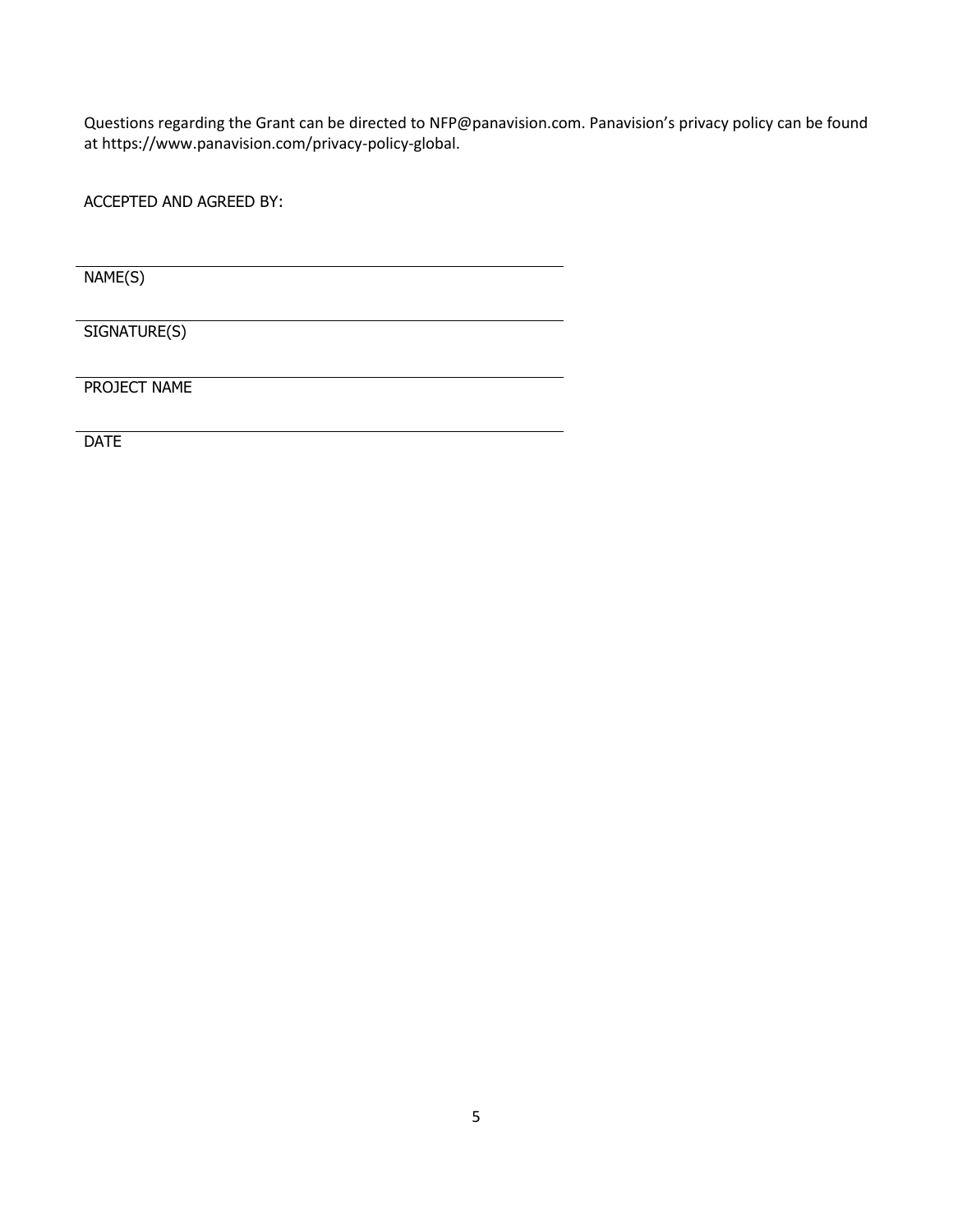Questions regarding the Grant can be directed to NFP@panavision.com. Panavision's privacy policy can be found at https://www.panavision.com/privacy-policy-global.

ACCEPTED AND AGREED BY:

\_\_\_\_\_\_\_\_\_\_\_\_\_\_\_\_\_\_\_\_\_\_\_\_\_\_\_\_\_\_\_\_\_\_\_\_\_\_\_\_\_\_\_\_\_\_\_\_
NAME(S)

\_\_\_\_\_\_\_\_\_\_\_\_\_\_\_\_\_\_\_\_\_\_\_\_\_\_\_\_\_\_\_\_\_\_\_\_\_\_\_\_\_\_\_\_\_\_\_\_
SIGNATURE(S)

\_\_\_\_\_\_\_\_\_\_\_\_\_\_\_\_\_\_\_\_\_\_\_\_\_\_\_\_\_\_\_\_\_\_\_\_\_\_\_\_\_\_\_\_\_\_\_\_
PROJECT NAME

\_\_\_\_\_\_\_\_\_\_\_\_\_\_\_\_\_\_\_\_\_\_\_\_\_\_\_\_\_\_\_\_\_\_\_\_\_\_\_\_\_\_\_\_\_\_\_\_
DATE